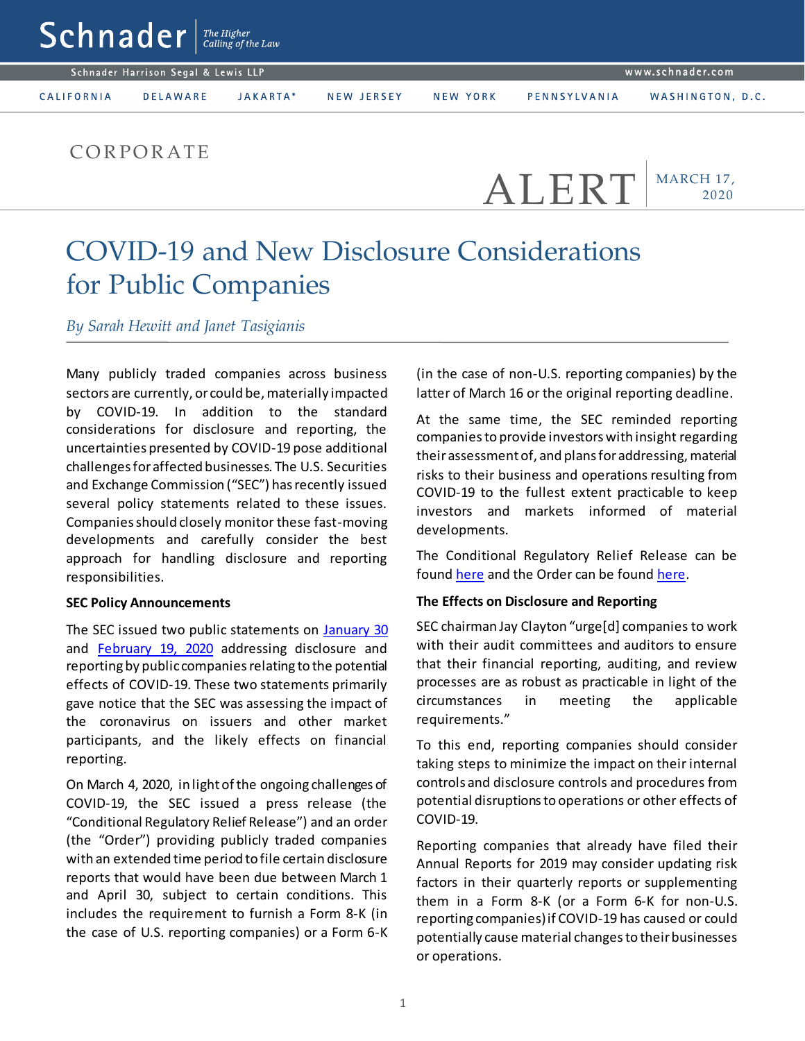Schnader | The Higher Calling of the Law

Schnader Harrison Segal & Lewis LLP

www.schnader.com

CALIFORNIA DELAWARE JAKARTA* NEW JERSEY NEW YORK PENNSYLVANIA WASHINGTON, D.C.

CORPORATE

ALERT | MARCH 17, 2020

# COVID-19 and New Disclosure Considerations for Public Companies

*By Sarah Hewitt and Janet Tasigianis*

Many publicly traded companies across business sectors are currently, or could be, materially impacted by COVID-19. In addition to the standard considerations for disclosure and reporting, the uncertainties presented by COVID-19 pose additional challenges for affected businesses. The U.S. Securities and Exchange Commission ("SEC") has recently issued several policy statements related to these issues. Companies should closely monitor these fast-moving developments and carefully consider the best approach for handling disclosure and reporting responsibilities.

**SEC Policy Announcements**

The SEC issued two public statements on January 30 and February 19, 2020 addressing disclosure and reporting by public companies relating to the potential effects of COVID-19. These two statements primarily gave notice that the SEC was assessing the impact of the coronavirus on issuers and other market participants, and the likely effects on financial reporting.

On March 4, 2020, in light of the ongoing challenges of COVID-19, the SEC issued a press release (the "Conditional Regulatory Relief Release") and an order (the "Order") providing publicly traded companies with an extended time period to file certain disclosure reports that would have been due between March 1 and April 30, subject to certain conditions. This includes the requirement to furnish a Form 8-K (in the case of U.S. reporting companies) or a Form 6-K (in the case of non-U.S. reporting companies) by the latter of March 16 or the original reporting deadline.

At the same time, the SEC reminded reporting companies to provide investors with insight regarding their assessment of, and plans for addressing, material risks to their business and operations resulting from COVID-19 to the fullest extent practicable to keep investors and markets informed of material developments.

The Conditional Regulatory Relief Release can be found here and the Order can be found here.

**The Effects on Disclosure and Reporting**

SEC chairman Jay Clayton "urge[d] companies to work with their audit committees and auditors to ensure that their financial reporting, auditing, and review processes are as robust as practicable in light of the circumstances in meeting the applicable requirements."

To this end, reporting companies should consider taking steps to minimize the impact on their internal controls and disclosure controls and procedures from potential disruptions to operations or other effects of COVID-19.

Reporting companies that already have filed their Annual Reports for 2019 may consider updating risk factors in their quarterly reports or supplementing them in a Form 8-K (or a Form 6-K for non-U.S. reporting companies) if COVID-19 has caused or could potentially cause material changes to their businesses or operations.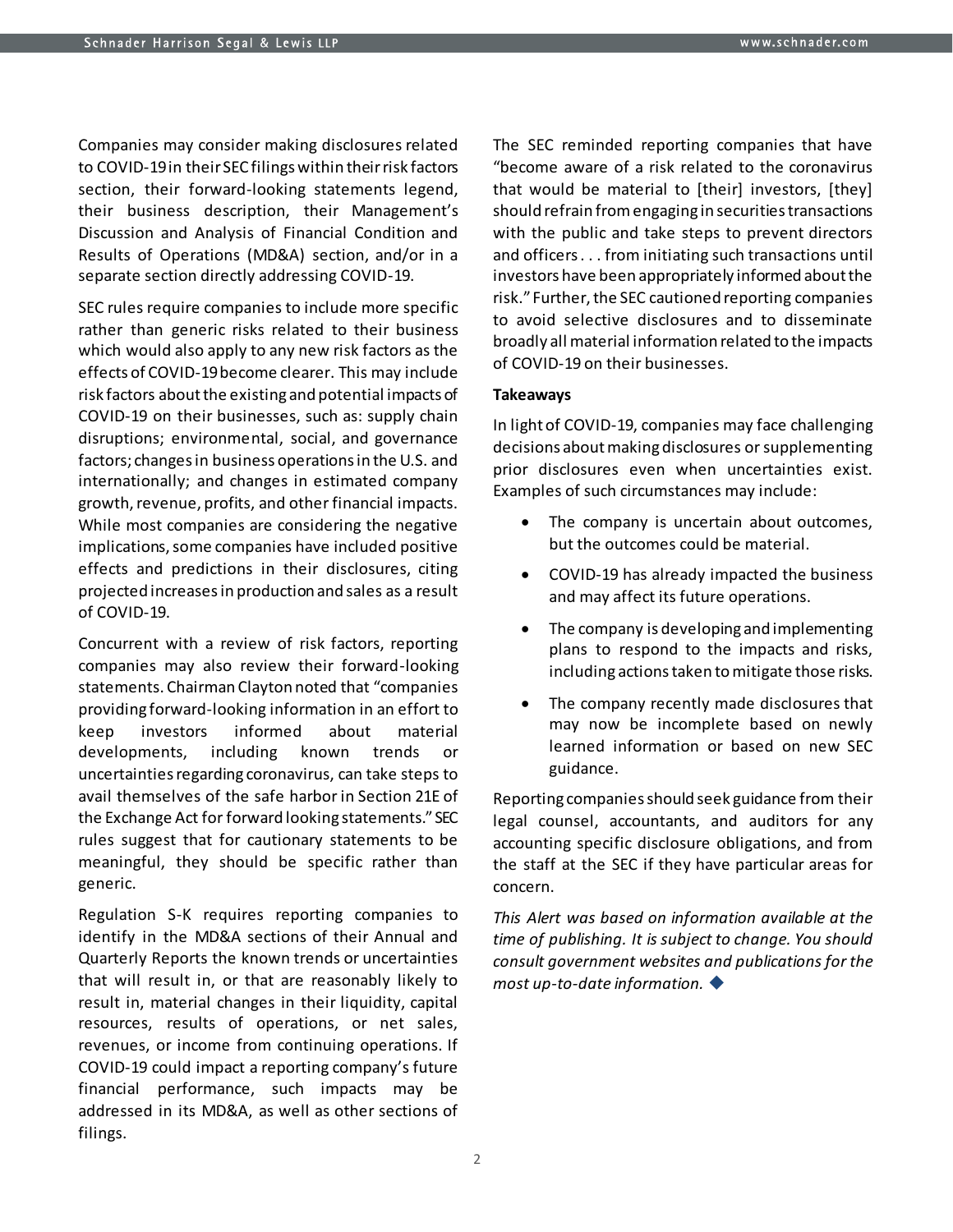Companies may consider making disclosures related to COVID-19 in their SEC filings within their risk factors section, their forward-looking statements legend, their business description, their Management's Discussion and Analysis of Financial Condition and Results of Operations (MD&A) section, and/or in a separate section directly addressing COVID-19.

SEC rules require companies to include more specific rather than generic risks related to their business which would also apply to any new risk factors as the effects of COVID-19 become clearer. This may include risk factors about the existing and potential impacts of COVID-19 on their businesses, such as: supply chain disruptions; environmental, social, and governance factors; changes in business operations in the U.S. and internationally; and changes in estimated company growth, revenue, profits, and other financial impacts. While most companies are considering the negative implications, some companies have included positive effects and predictions in their disclosures, citing projected increases in production and sales as a result of COVID-19.

Concurrent with a review of risk factors, reporting companies may also review their forward-looking statements. Chairman Clayton noted that "companies providing forward-looking information in an effort to keep investors informed about material developments, including known trends or uncertainties regarding coronavirus, can take steps to avail themselves of the safe harbor in Section 21E of the Exchange Act for forward looking statements." SEC rules suggest that for cautionary statements to be meaningful, they should be specific rather than generic.

Regulation S-K requires reporting companies to identify in the MD&A sections of their Annual and Quarterly Reports the known trends or uncertainties that will result in, or that are reasonably likely to result in, material changes in their liquidity, capital resources, results of operations, or net sales, revenues, or income from continuing operations. If COVID-19 could impact a reporting company's future financial performance, such impacts may be addressed in its MD&A, as well as other sections of filings.

The SEC reminded reporting companies that have "become aware of a risk related to the coronavirus that would be material to [their] investors, [they] should refrain from engaging in securities transactions with the public and take steps to prevent directors and officers . . . from initiating such transactions until investors have been appropriately informed about the risk." Further, the SEC cautioned reporting companies to avoid selective disclosures and to disseminate broadly all material information related to the impacts of COVID-19 on their businesses.

**Takeaways**

In light of COVID-19, companies may face challenging decisions about making disclosures or supplementing prior disclosures even when uncertainties exist. Examples of such circumstances may include:

- The company is uncertain about outcomes, but the outcomes could be material.
- COVID-19 has already impacted the business and may affect its future operations.
- The company is developing and implementing plans to respond to the impacts and risks, including actions taken to mitigate those risks.
- The company recently made disclosures that may now be incomplete based on newly learned information or based on new SEC guidance.

Reporting companies should seek guidance from their legal counsel, accountants, and auditors for any accounting specific disclosure obligations, and from the staff at the SEC if they have particular areas for concern.

*This Alert was based on information available at the time of publishing. It is subject to change. You should consult government websites and publications for the most up-to-date information.* ◆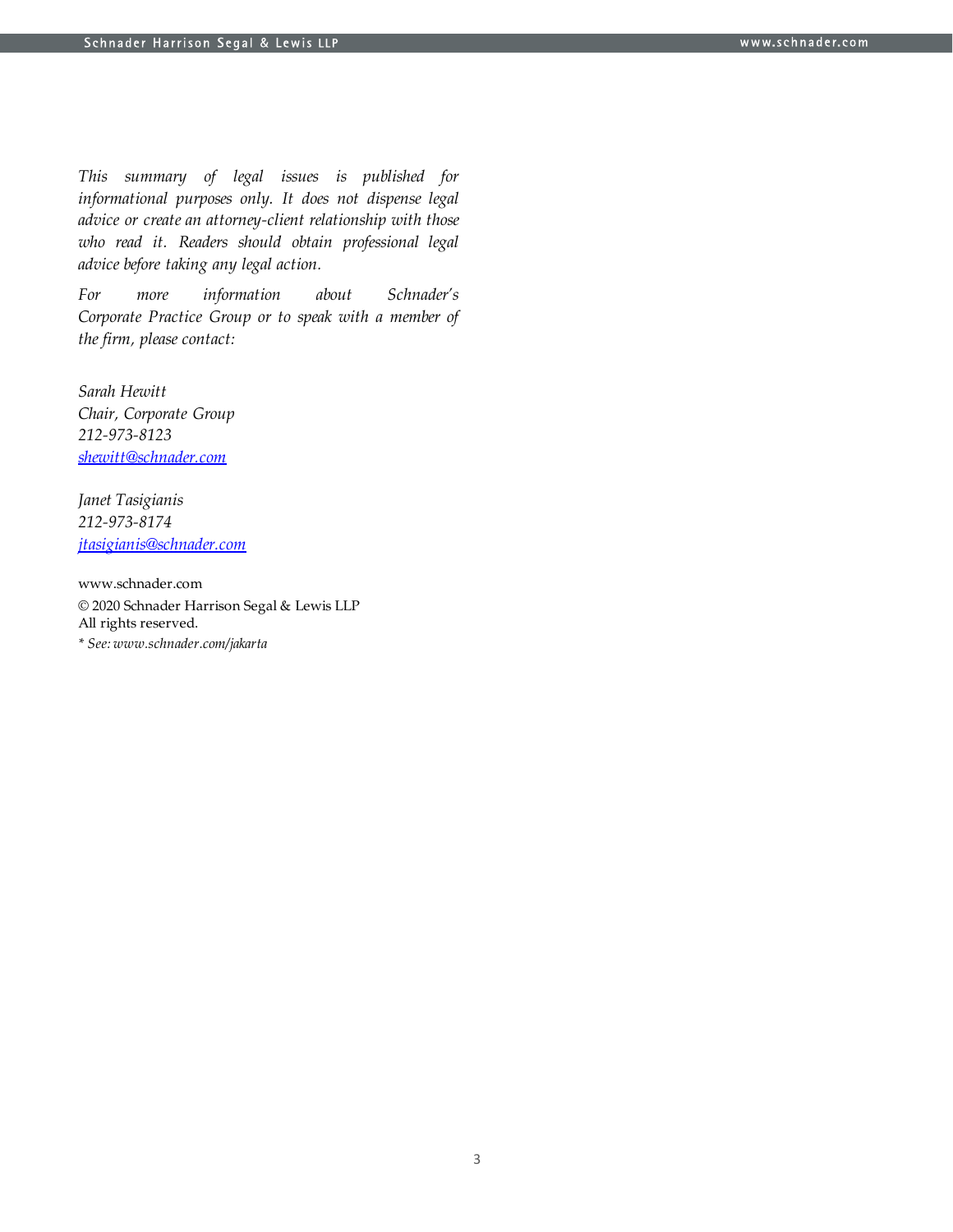*This summary of legal issues is published for informational purposes only. It does not dispense legal advice or create an attorney-client relationship with those who read it. Readers should obtain professional legal advice before taking any legal action.*

*For more information about Schnader's Corporate Practice Group or to speak with a member of the firm, please contact:*

*Sarah Hewitt*
*Chair, Corporate Group*
*212-973-8123*
*[shewitt@schnader.com](mailto:shewitt@schnader.com)*

*Janet Tasigianis*
*212-973-8174*
*[jtasigianis@schnader.com](mailto:jtasigianis@schnader.com)*

www.schnader.com
© 2020 Schnader Harrison Segal & Lewis LLP
All rights reserved.
*\* See: www.schnader.com/jakarta*